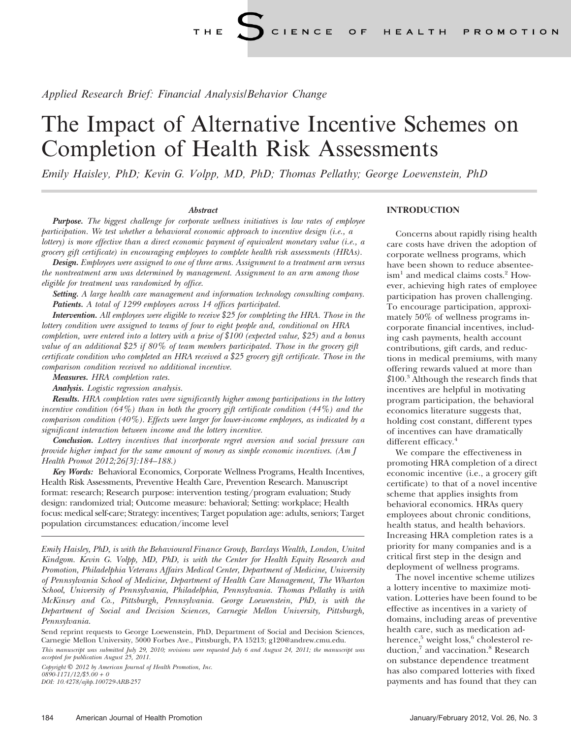*Applied Research Brief: Financial Analysis/Behavior Change*

# The Impact of Alternative Incentive Schemes on Completion of Health Risk Assessments

*Emily Haisley, PhD; Kevin G. Volpp, MD, PhD; Thomas Pellathy; George Loewenstein, PhD*

### *Abstract*

***Purpose.*** *The biggest challenge for corporate wellness initiatives is low rates of employee participation. We test whether a behavioral economic approach to incentive design (i.e., a lottery) is more effective than a direct economic payment of equivalent monetary value (i.e., a grocery gift certificate) in encouraging employees to complete health risk assessments (HRAs).*

***Design.*** *Employees were assigned to one of three arms. Assignment to a treatment arm versus the nontreatment arm was determined by management. Assignment to an arm among those eligible for treatment was randomized by office.*

***Setting.*** *A large health care management and information technology consulting company.*

***Patients.*** *A total of 1299 employees across 14 offices participated.*

***Intervention.*** *All employees were eligible to receive \$25 for completing the HRA. Those in the lottery condition were assigned to teams of four to eight people and, conditional on HRA completion, were entered into a lottery with a prize of \$100 (expected value, \$25) and a bonus value of an additional \$25 if 80% of team members participated. Those in the grocery gift certificate condition who completed an HRA received a \$25 grocery gift certificate. Those in the comparison condition received no additional incentive.*

***Measures.*** *HRA completion rates.*

***Analysis.*** *Logistic regression analysis.*

***Results.*** *HRA completion rates were significantly higher among participations in the lottery incentive condition (64%) than in both the grocery gift certificate condition (44%) and the comparison condition (40%). Effects were larger for lower-income employees, as indicated by a significant interaction between income and the lottery incentive.*

***Conclusion.*** *Lottery incentives that incorporate regret aversion and social pressure can provide higher impact for the same amount of money as simple economic incentives. (Am J Health Promot 2012;26[3]:184–188.)*

***Key Words:*** Behavioral Economics, Corporate Wellness Programs, Health Incentives, Health Risk Assessments, Preventive Health Care, Prevention Research. Manuscript format: research; Research purpose: intervention testing/program evaluation; Study design: randomized trial; Outcome measure: behavioral; Setting: workplace; Health focus: medical self-care; Strategy: incentives; Target population age: adults, seniors; Target population circumstances: education/income level

*Emily Haisley, PhD, is with the Behavioural Finance Group, Barclays Wealth, London, United Kindgom. Kevin G. Volpp, MD, PhD, is with the Center for Health Equity Research and Promotion, Philadelphia Veterans Affairs Medical Center, Department of Medicine, University of Pennsylvania School of Medicine, Department of Health Care Management, The Wharton School, University of Pennsylvania, Philadelphia, Pennsylvania. Thomas Pellathy is with McKinsey and Co., Pittsburgh, Pennsylvania. George Loewenstein, PhD, is with the Department of Social and Decision Sciences, Carnegie Mellon University, Pittsburgh, Pennsylvania.*

Send reprint requests to George Loewenstein, PhD, Department of Social and Decision Sciences, Carnegie Mellon University, 5000 Forbes Ave., Pittsburgh, PA 15213; gl20@andrew.cmu.edu.

*This manuscript was submitted July 29, 2010; revisions were requested July 6 and August 24, 2011; the manuscript was accepted for publication August 25, 2011.*

*Copyright © 2012 by American Journal of Health Promotion, Inc.*
*0890-1171/12/\$5.00 + 0*
*DOI: 10.4278/ajhp.100729-ARB-257*

## INTRODUCTION

Concerns about rapidly rising health care costs have driven the adoption of corporate wellness programs, which have been shown to reduce absenteeism[1] and medical claims costs.[2] However, achieving high rates of employee participation has proven challenging. To encourage participation, approximately 50% of wellness programs incorporate financial incentives, including cash payments, health account contributions, gift cards, and reductions in medical premiums, with many offering rewards valued at more than \$100.[3] Although the research finds that incentives are helpful in motivating program participation, the behavioral economics literature suggests that, holding cost constant, different types of incentives can have dramatically different efficacy.[4]

We compare the effectiveness in promoting HRA completion of a direct economic incentive (i.e., a grocery gift certificate) to that of a novel incentive scheme that applies insights from behavioral economics. HRAs query employees about chronic conditions, health status, and health behaviors. Increasing HRA completion rates is a priority for many companies and is a critical first step in the design and deployment of wellness programs.

The novel incentive scheme utilizes a lottery incentive to maximize motivation. Lotteries have been found to be effective as incentives in a variety of domains, including areas of preventive health care, such as medication adherence,[5] weight loss,[6] cholesterol reduction,[7] and vaccination.[8] Research on substance dependence treatment has also compared lotteries with fixed payments and has found that they can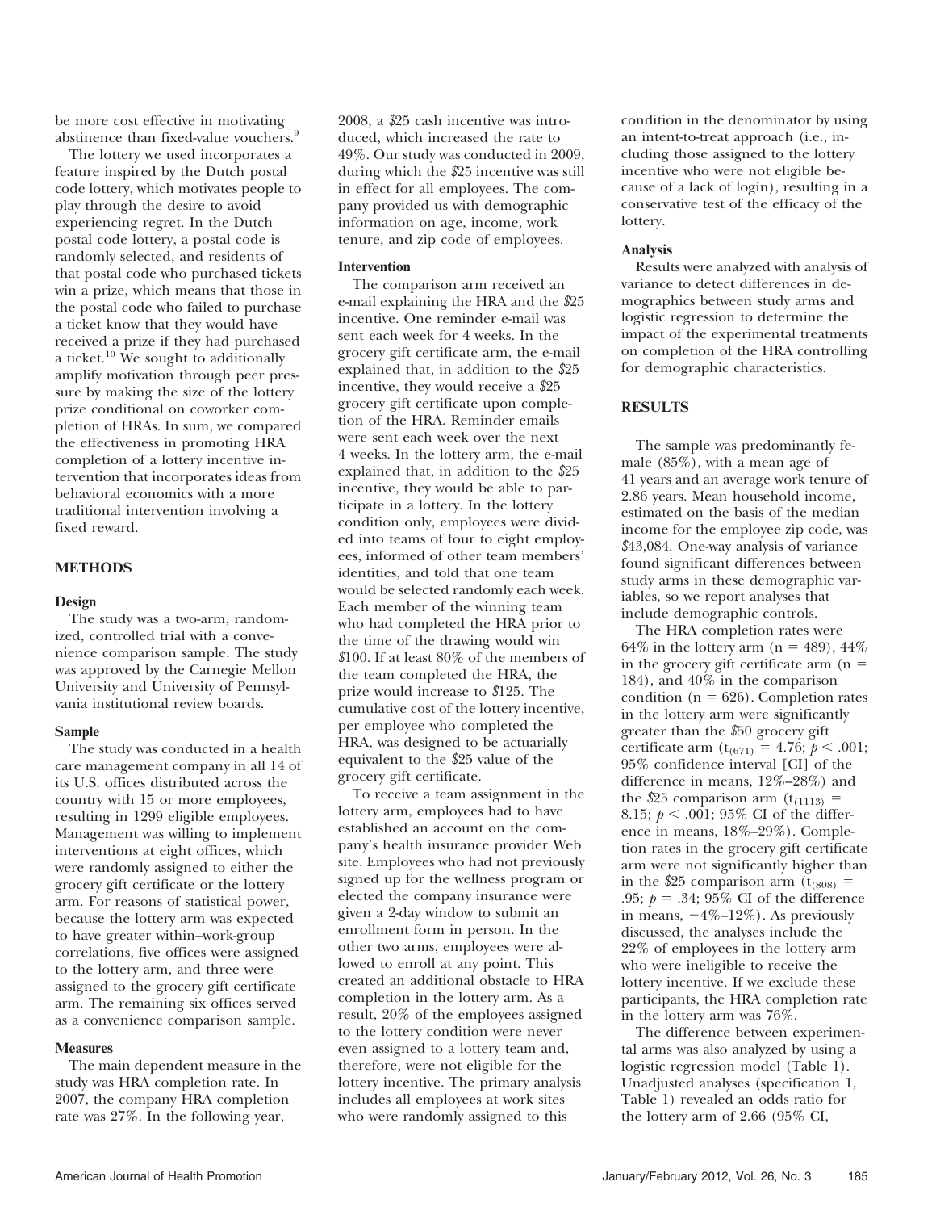be more cost effective in motivating abstinence than fixed-value vouchers.[9]

The lottery we used incorporates a feature inspired by the Dutch postal code lottery, which motivates people to play through the desire to avoid experiencing regret. In the Dutch postal code lottery, a postal code is randomly selected, and residents of that postal code who purchased tickets win a prize, which means that those in the postal code who failed to purchase a ticket know that they would have received a prize if they had purchased a ticket.[10] We sought to additionally amplify motivation through peer pressure by making the size of the lottery prize conditional on coworker completion of HRAs. In sum, we compared the effectiveness in promoting HRA completion of a lottery incentive intervention that incorporates ideas from behavioral economics with a more traditional intervention involving a fixed reward.

## METHODS

### Design

The study was a two-arm, randomized, controlled trial with a convenience comparison sample. The study was approved by the Carnegie Mellon University and University of Pennsylvania institutional review boards.

### Sample

The study was conducted in a health care management company in all 14 of its U.S. offices distributed across the country with 15 or more employees, resulting in 1299 eligible employees. Management was willing to implement interventions at eight offices, which were randomly assigned to either the grocery gift certificate or the lottery arm. For reasons of statistical power, because the lottery arm was expected to have greater within–work-group correlations, five offices were assigned to the lottery arm, and three were assigned to the grocery gift certificate arm. The remaining six offices served as a convenience comparison sample.

### Measures

The main dependent measure in the study was HRA completion rate. In 2007, the company HRA completion rate was 27%. In the following year, 2008, a $25 cash incentive was introduced, which increased the rate to 49%. Our study was conducted in 2009, during which the $25 incentive was still in effect for all employees. The company provided us with demographic information on age, income, work tenure, and zip code of employees.

### Intervention

The comparison arm received an e-mail explaining the HRA and the $25 incentive. One reminder e-mail was sent each week for 4 weeks. In the grocery gift certificate arm, the e-mail explained that, in addition to the $25 incentive, they would receive a $25 grocery gift certificate upon completion of the HRA. Reminder emails were sent each week over the next 4 weeks. In the lottery arm, the e-mail explained that, in addition to the $25 incentive, they would be able to participate in a lottery. In the lottery condition only, employees were divided into teams of four to eight employees, informed of other team members' identities, and told that one team would be selected randomly each week. Each member of the winning team who had completed the HRA prior to the time of the drawing would win $100. If at least 80% of the members of the team completed the HRA, the prize would increase to $125. The cumulative cost of the lottery incentive, per employee who completed the HRA, was designed to be actuarially equivalent to the $25 value of the grocery gift certificate.

To receive a team assignment in the lottery arm, employees had to have established an account on the company's health insurance provider Web site. Employees who had not previously signed up for the wellness program or elected the company insurance were given a 2-day window to submit an enrollment form in person. In the other two arms, employees were allowed to enroll at any point. This created an additional obstacle to HRA completion in the lottery arm. As a result, 20% of the employees assigned to the lottery condition were never even assigned to a lottery team and, therefore, were not eligible for the lottery incentive. The primary analysis includes all employees at work sites who were randomly assigned to this condition in the denominator by using an intent-to-treat approach (i.e., including those assigned to the lottery incentive who were not eligible because of a lack of login), resulting in a conservative test of the efficacy of the lottery.

### Analysis

Results were analyzed with analysis of variance to detect differences in demographics between study arms and logistic regression to determine the impact of the experimental treatments on completion of the HRA controlling for demographic characteristics.

## RESULTS

The sample was predominantly female (85%), with a mean age of 41 years and an average work tenure of 2.86 years. Mean household income, estimated on the basis of the median income for the employee zip code, was $43,084. One-way analysis of variance found significant differences between study arms in these demographic variables, so we report analyses that include demographic controls.

The HRA completion rates were 64% in the lottery arm (n = 489), 44% in the grocery gift certificate arm (n = 184), and 40% in the comparison condition (n = 626). Completion rates in the lottery arm were significantly greater than the $50 grocery gift certificate arm ($t_{(671)} = 4.76$; $p < .001$; 95% confidence interval [CI] of the difference in means, 12%–28%) and the $25 comparison arm ($t_{(1113)} = 8.15$; $p < .001$; 95% CI of the difference in means, 18%–29%). Completion rates in the grocery gift certificate arm were not significantly higher than in the $25 comparison arm ($t_{(808)} = .95$; $p = .34$; 95% CI of the difference in means, −4%–12%). As previously discussed, the analyses include the 22% of employees in the lottery arm who were ineligible to receive the lottery incentive. If we exclude these participants, the HRA completion rate in the lottery arm was 76%.

The difference between experimental arms was also analyzed by using a logistic regression model (Table 1). Unadjusted analyses (specification 1, Table 1) revealed an odds ratio for the lottery arm of 2.66 (95% CI,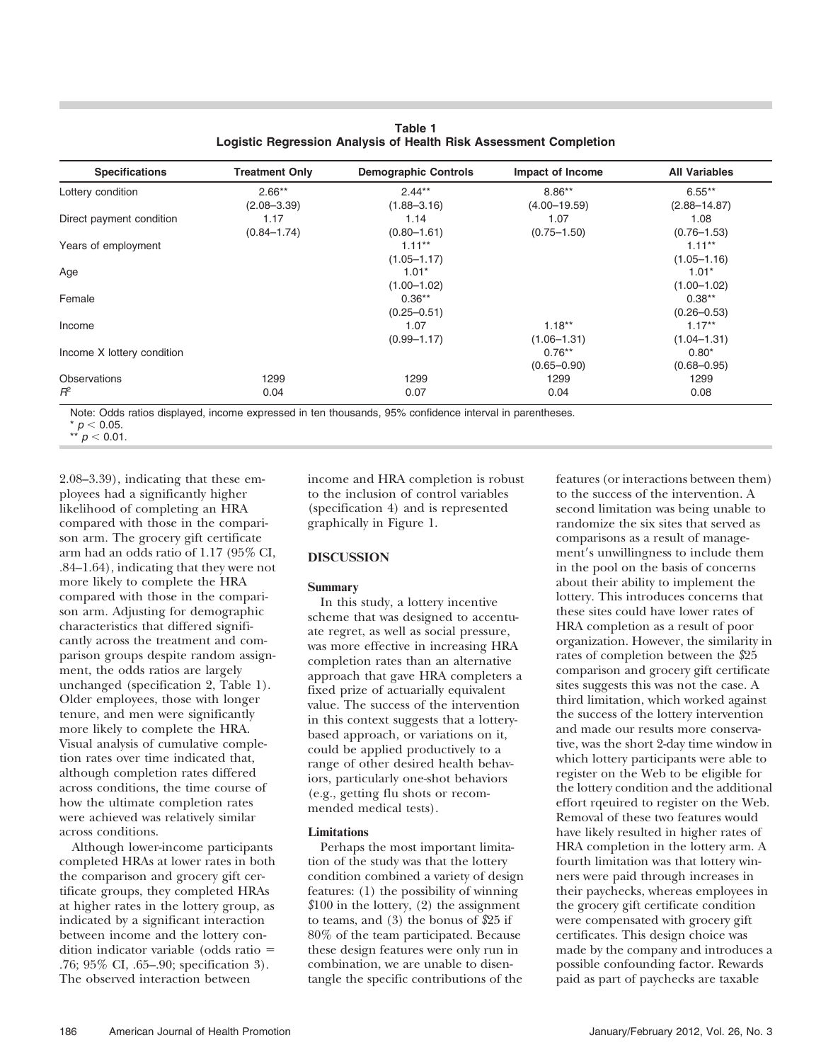**Table 1**
**Logistic Regression Analysis of Health Risk Assessment Completion**

| Specifications | Treatment Only | Demographic Controls | Impact of Income | All Variables |
|---|---|---|---|---|
| Lottery condition | 2.66** | 2.44** | 8.86** | 6.55** |
| | (2.08–3.39) | (1.88–3.16) | (4.00–19.59) | (2.88–14.87) |
| Direct payment condition | 1.17 | 1.14 | 1.07 | 1.08 |
| | (0.84–1.74) | (0.80–1.61) | (0.75–1.50) | (0.76–1.53) |
| Years of employment | | 1.11** | | 1.11** |
| | | (1.05–1.17) | | (1.05–1.16) |
| Age | | 1.01* | | 1.01* |
| | | (1.00–1.02) | | (1.00–1.02) |
| Female | | 0.36** | | 0.38** |
| | | (0.25–0.51) | | (0.26–0.53) |
| Income | | 1.07 | 1.18** | 1.17** |
| | | (0.99–1.17) | (1.06–1.31) | (1.04–1.31) |
| Income X lottery condition | | | 0.76** | 0.80* |
| | | | (0.65–0.90) | (0.68–0.95) |
| Observations | 1299 | 1299 | 1299 | 1299 |
| $R^2$ | 0.04 | 0.07 | 0.04 | 0.08 |

Note: Odds ratios displayed, income expressed in ten thousands, 95% confidence interval in parentheses.
\* $p < 0.05$.
\** $p < 0.01$.

2.08–3.39), indicating that these employees had a significantly higher likelihood of completing an HRA compared with those in the comparison arm. The grocery gift certificate arm had an odds ratio of 1.17 (95% CI, .84–1.64), indicating that they were not more likely to complete the HRA compared with those in the comparison arm. Adjusting for demographic characteristics that differed significantly across the treatment and comparison groups despite random assignment, the odds ratios are largely unchanged (specification 2, Table 1). Older employees, those with longer tenure, and men were significantly more likely to complete the HRA. Visual analysis of cumulative completion rates over time indicated that, although completion rates differed across conditions, the time course of how the ultimate completion rates were achieved was relatively similar across conditions.

Although lower-income participants completed HRAs at lower rates in both the comparison and grocery gift certificate groups, they completed HRAs at higher rates in the lottery group, as indicated by a significant interaction between income and the lottery condition indicator variable (odds ratio = .76; 95% CI, .65–.90; specification 3). The observed interaction between income and HRA completion is robust to the inclusion of control variables (specification 4) and is represented graphically in Figure 1.

## DISCUSSION

### Summary

In this study, a lottery incentive scheme that was designed to accentuate regret, as well as social pressure, was more effective in increasing HRA completion rates than an alternative approach that gave HRA completers a fixed prize of actuarially equivalent value. The success of the intervention in this context suggests that a lottery-based approach, or variations on it, could be applied productively to a range of other desired health behaviors, particularly one-shot behaviors (e.g., getting flu shots or recommended medical tests).

### Limitations

Perhaps the most important limitation of the study was that the lottery condition combined a variety of design features: (1) the possibility of winning $100 in the lottery, (2) the assignment to teams, and (3) the bonus of $25 if 80% of the team participated. Because these design features were only run in combination, we are unable to disentangle the specific contributions of the features (or interactions between them) to the success of the intervention. A second limitation was being unable to randomize the six sites that served as comparisons as a result of management's unwillingness to include them in the pool on the basis of concerns about their ability to implement the lottery. This introduces concerns that these sites could have lower rates of HRA completion as a result of poor organization. However, the similarity in rates of completion between the $25 comparison and grocery gift certificate sites suggests this was not the case. A third limitation, which worked against the success of the lottery intervention and made our results more conservative, was the short 2-day time window in which lottery participants were able to register on the Web to be eligible for the lottery condition and the additional effort rqeuired to register on the Web. Removal of these two features would have likely resulted in higher rates of HRA completion in the lottery arm. A fourth limitation was that lottery winners were paid through increases in their paychecks, whereas employees in the grocery gift certificate condition were compensated with grocery gift certificates. This design choice was made by the company and introduces a possible confounding factor. Rewards paid as part of paychecks are taxable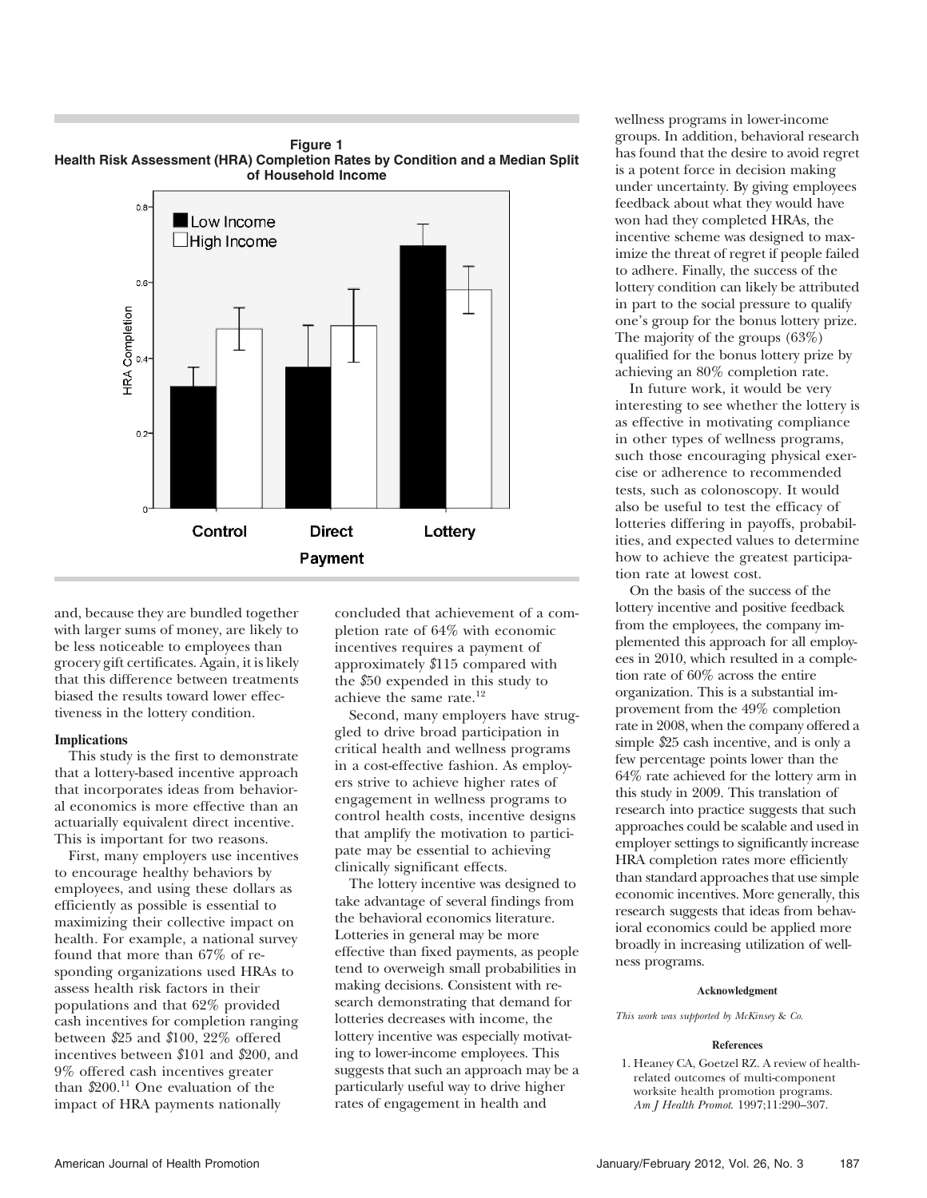**Figure 1**
**Health Risk Assessment (HRA) Completion Rates by Condition and a Median Split of Household Income**

and, because they are bundled together with larger sums of money, are likely to be less noticeable to employees than grocery gift certificates. Again, it is likely that this difference between treatments biased the results toward lower effectiveness in the lottery condition.

**Implications**

This study is the first to demonstrate that a lottery-based incentive approach that incorporates ideas from behavioral economics is more effective than an actuarially equivalent direct incentive. This is important for two reasons.

First, many employers use incentives to encourage healthy behaviors by employees, and using these dollars as efficiently as possible is essential to maximizing their collective impact on health. For example, a national survey found that more than 67% of responding organizations used HRAs to assess health risk factors in their populations and that 62% provided cash incentives for completion ranging between $25 and $100, 22% offered incentives between $101 and $200, and 9% offered cash incentives greater than $200.[11] One evaluation of the impact of HRA payments nationally concluded that achievement of a completion rate of 64% with economic incentives requires a payment of approximately $115 compared with the $50 expended in this study to achieve the same rate.[12]

Second, many employers have struggled to drive broad participation in critical health and wellness programs in a cost-effective fashion. As employers strive to achieve higher rates of engagement in wellness programs to control health costs, incentive designs that amplify the motivation to participate may be essential to achieving clinically significant effects.

The lottery incentive was designed to take advantage of several findings from the behavioral economics literature. Lotteries in general may be more effective than fixed payments, as people tend to overweigh small probabilities in making decisions. Consistent with research demonstrating that demand for lotteries decreases with income, the lottery incentive was especially motivating to lower-income employees. This suggests that such an approach may be a particularly useful way to drive higher rates of engagement in health and wellness programs in lower-income groups. In addition, behavioral research has found that the desire to avoid regret is a potent force in decision making under uncertainty. By giving employees feedback about what they would have won had they completed HRAs, the incentive scheme was designed to maximize the threat of regret if people failed to adhere. Finally, the success of the lottery condition can likely be attributed in part to the social pressure to qualify one's group for the bonus lottery prize. The majority of the groups (63%) qualified for the bonus lottery prize by achieving an 80% completion rate.

In future work, it would be very interesting to see whether the lottery is as effective in motivating compliance in other types of wellness programs, such those encouraging physical exercise or adherence to recommended tests, such as colonoscopy. It would also be useful to test the efficacy of lotteries differing in payoffs, probabilities, and expected values to determine how to achieve the greatest participation rate at lowest cost.

On the basis of the success of the lottery incentive and positive feedback from the employees, the company implemented this approach for all employees in 2010, which resulted in a completion rate of 60% across the entire organization. This is a substantial improvement from the 49% completion rate in 2008, when the company offered a simple $25 cash incentive, and is only a few percentage points lower than the 64% rate achieved for the lottery arm in this study in 2009. This translation of research into practice suggests that such approaches could be scalable and used in employer settings to significantly increase HRA completion rates more efficiently than standard approaches that use simple economic incentives. More generally, this research suggests that ideas from behavioral economics could be applied more broadly in increasing utilization of wellness programs.

**Acknowledgment**

*This work was supported by McKinsey & Co.*

**References**

1. Heaney CA, Goetzel RZ. A review of health-related outcomes of multi-component worksite health promotion programs. *Am J Health Promot*. 1997;11:290–307.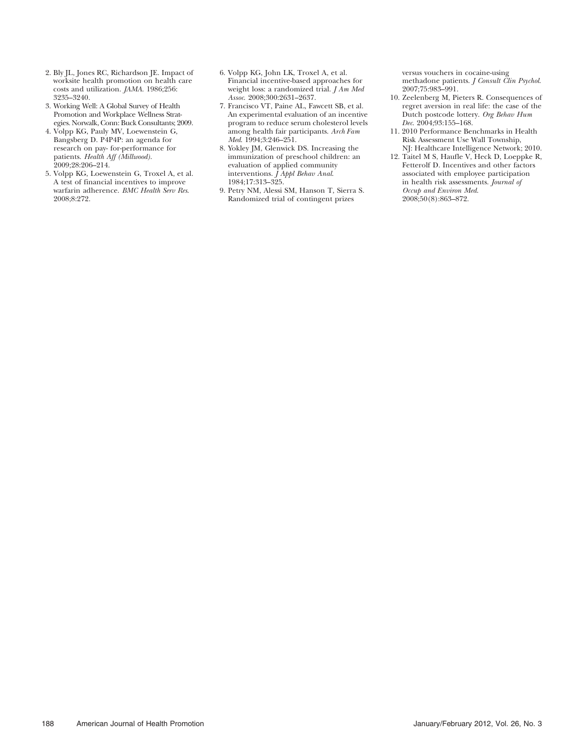2. Bly JL, Jones RC, Richardson JE. Impact of worksite health promotion on health care costs and utilization. *JAMA.* 1986;256: 3235–3240.
3. Working Well: A Global Survey of Health Promotion and Workplace Wellness Strategies. Norwalk, Conn: Buck Consultants; 2009.
4. Volpp KG, Pauly MV, Loewenstein G, Bangsberg D. P4P4P: an agenda for research on pay- for-performance for patients. *Health Aff (Millwood).* 2009;28:206–214.
5. Volpp KG, Loewenstein G, Troxel A, et al. A test of financial incentives to improve warfarin adherence. *BMC Health Serv Res.* 2008;8:272.
6. Volpp KG, John LK, Troxel A, et al. Financial incentive-based approaches for weight loss: a randomized trial. *J Am Med Assoc.* 2008;300:2631–2637.
7. Francisco VT, Paine AL, Fawcett SB, et al. An experimental evaluation of an incentive program to reduce serum cholesterol levels among health fair participants. *Arch Fam Med.* 1994;3:246–251.
8. Yokley JM, Glenwick DS. Increasing the immunization of preschool children: an evaluation of applied community interventions. *J Appl Behav Anal.* 1984;17:313–325.
9. Petry NM, Alessi SM, Hanson T, Sierra S. Randomized trial of contingent prizes versus vouchers in cocaine-using methadone patients. *J Consult Clin Psychol.* 2007;75:983–991.
10. Zeelenberg M, Pieters R. Consequences of regret aversion in real life: the case of the Dutch postcode lottery. *Org Behav Hum Dec.* 2004;93:155–168.
11. 2010 Performance Benchmarks in Health Risk Assessment Use Wall Township, NJ: Healthcare Intelligence Network; 2010.
12. Taitel M S, Haufle V, Heck D, Loeppke R, Fetterolf D. Incentives and other factors associated with employee participation in health risk assessments. *Journal of Occup and Environ Med.* 2008;50(8):863–872.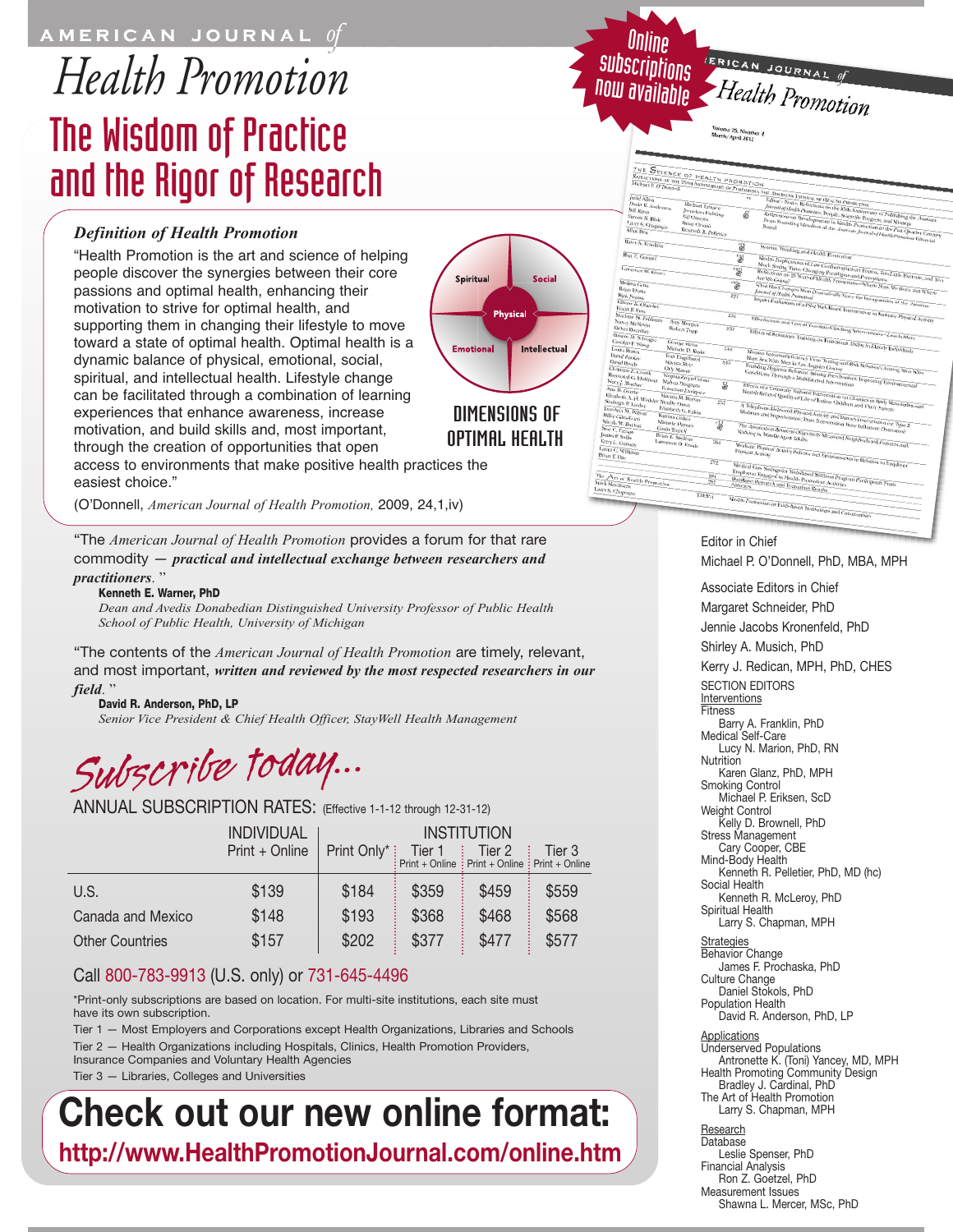AMERICAN JOURNAL *of*

# Health Promotion

## The Wisdom of Practice and the Rigor of Research

Online subscriptions now available

### *Definition of Health Promotion*

"Health Promotion is the art and science of helping people discover the synergies between their core passions and optimal health, enhancing their motivation to strive for optimal health, and supporting them in changing their lifestyle to move toward a state of optimal health. Optimal health is a dynamic balance of physical, emotional, social, spiritual, and intellectual health. Lifestyle change can be facilitated through a combination of learning experiences that enhance awareness, increase motivation, and build skills and, most important, through the creation of opportunities that open access to environments that make positive health practices the easiest choice."

(O'Donnell, *American Journal of Health Promotion,* 2009, 24,1,iv)

Spiritual
Social
Physical
Emotional
Intellectual

DIMENSIONS OF OPTIMAL HEALTH

"The *American Journal of Health Promotion* provides a forum for that rare commodity — ***practical and intellectual exchange between researchers and practitioners***."

**Kenneth E. Warner, PhD**
*Dean and Avedis Donabedian Distinguished University Professor of Public Health School of Public Health, University of Michigan*

"The contents of the *American Journal of Health Promotion* are timely, relevant, and most important, ***written and reviewed by the most respected researchers in our field***."

**David R. Anderson, PhD, LP**
*Senior Vice President & Chief Health Officer, StayWell Health Management*

## *Subscribe today...*

ANNUAL SUBSCRIPTION RATES: (Effective 1-1-12 through 12-31-12)

| | INDIVIDUAL Print + Online | INSTITUTION Print Only* | Tier 1 Print + Online | Tier 2 Print + Online | Tier 3 Print + Online |
|---|---|---|---|---|---|
| U.S. | $139 | $184 | $359 | $459 | $559 |
| Canada and Mexico | $148 | $193 | $368 | $468 | $568 |
| Other Countries | $157 | $202 | $377 | $477 | $577 |

Call 800-783-9913 (U.S. only) or 731-645-4496

*Print-only subscriptions are based on location. For multi-site institutions, each site must have its own subscription.

Tier 1 — Most Employers and Corporations except Health Organizations, Libraries and Schools

Tier 2 — Health Organizations including Hospitals, Clinics, Health Promotion Providers, Insurance Companies and Voluntary Health Agencies

Tier 3 — Libraries, Colleges and Universities

## Check out our new online format:

**http://www.HealthPromotionJournal.com/online.htm**

Editor in Chief
Michael P. O'Donnell, PhD, MBA, MPH

Associate Editors in Chief
Margaret Schneider, PhD
Jennie Jacobs Kronenfeld, PhD
Shirley A. Musich, PhD
Kerry J. Redican, MPH, PhD, CHES

SECTION EDITORS

Interventions

Fitness
Barry A. Franklin, PhD

Medical Self-Care
Lucy N. Marion, PhD, RN

Nutrition
Karen Glanz, PhD, MPH

Smoking Control
Michael P. Eriksen, ScD

Weight Control
Kelly D. Brownell, PhD

Stress Management
Cary Cooper, CBE

Mind-Body Health
Kenneth R. Pelletier, PhD, MD (hc)

Social Health
Kenneth R. McLeroy, PhD

Spiritual Health
Larry S. Chapman, MPH

Strategies

Behavior Change
James F. Prochaska, PhD

Culture Change
Daniel Stokols, PhD

Population Health
David R. Anderson, PhD, LP

Applications

Underserved Populations
Antronette K. (Toni) Yancey, MD, MPH

Health Promoting Community Design
Bradley J. Cardinal, PhD

The Art of Health Promotion
Larry S. Chapman, MPH

Research

Database
Leslie Spenser, PhD

Financial Analysis
Ron Z. Goetzel, PhD

Measurement Issues
Shawna L. Mercer, MSc, PhD